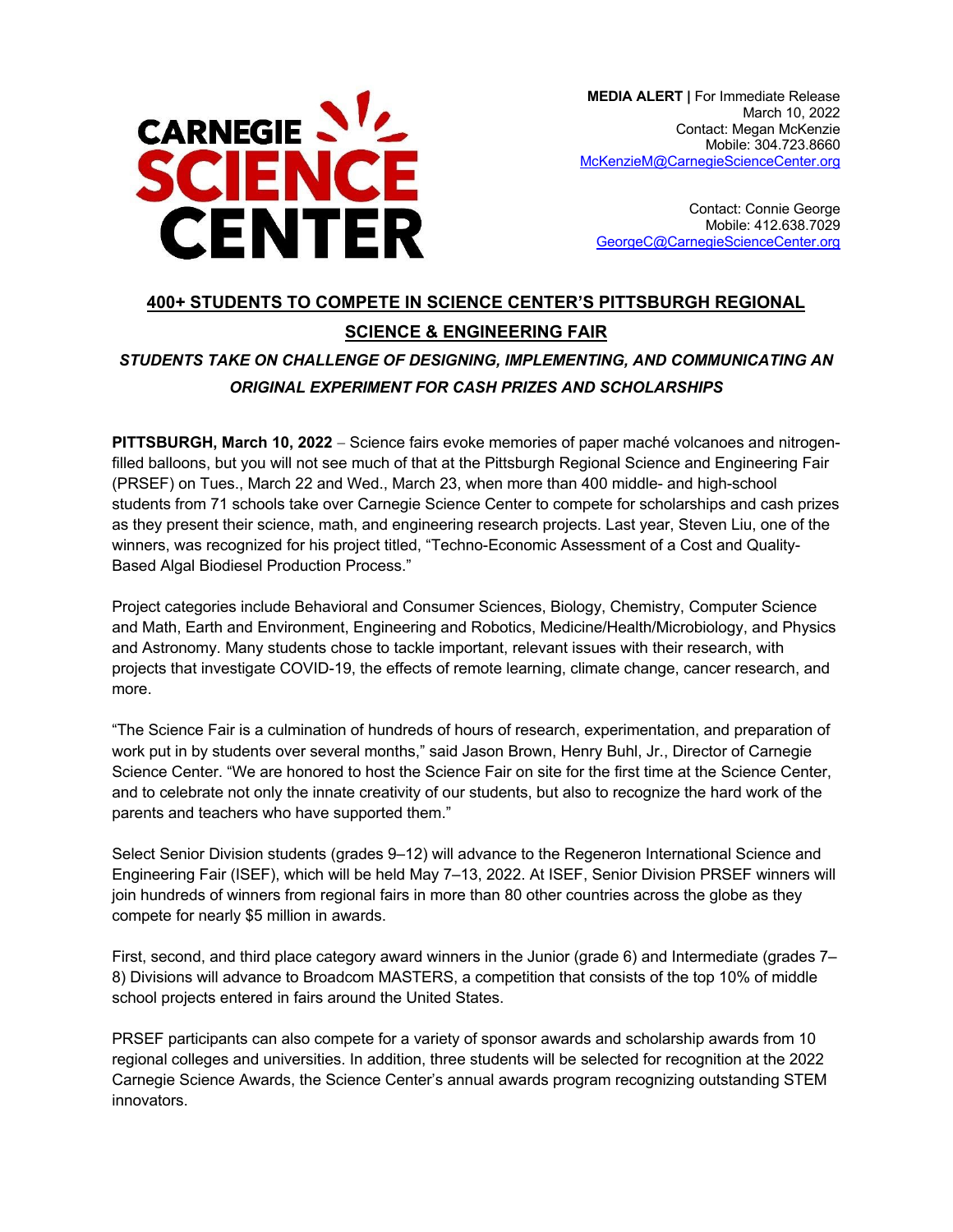CARNEGIE SCIENCE CENTER

**MEDIA ALERT |** For Immediate Release
March 10, 2022
Contact: Megan McKenzie
Mobile: 304.723.8660
McKenzieM@CarnegieScienceCenter.org

Contact: Connie George
Mobile: 412.638.7029
GeorgeC@CarnegieScienceCenter.org

# 400+ STUDENTS TO COMPETE IN SCIENCE CENTER'S PITTSBURGH REGIONAL SCIENCE & ENGINEERING FAIR

## *STUDENTS TAKE ON CHALLENGE OF DESIGNING, IMPLEMENTING, AND COMMUNICATING AN ORIGINAL EXPERIMENT FOR CASH PRIZES AND SCHOLARSHIPS*

**PITTSBURGH, March 10, 2022** – Science fairs evoke memories of paper maché volcanoes and nitrogen-filled balloons, but you will not see much of that at the Pittsburgh Regional Science and Engineering Fair (PRSEF) on Tues., March 22 and Wed., March 23, when more than 400 middle- and high-school students from 71 schools take over Carnegie Science Center to compete for scholarships and cash prizes as they present their science, math, and engineering research projects. Last year, Steven Liu, one of the winners, was recognized for his project titled, "Techno-Economic Assessment of a Cost and Quality-Based Algal Biodiesel Production Process."

Project categories include Behavioral and Consumer Sciences, Biology, Chemistry, Computer Science and Math, Earth and Environment, Engineering and Robotics, Medicine/Health/Microbiology, and Physics and Astronomy. Many students chose to tackle important, relevant issues with their research, with projects that investigate COVID-19, the effects of remote learning, climate change, cancer research, and more.

"The Science Fair is a culmination of hundreds of hours of research, experimentation, and preparation of work put in by students over several months," said Jason Brown, Henry Buhl, Jr., Director of Carnegie Science Center. "We are honored to host the Science Fair on site for the first time at the Science Center, and to celebrate not only the innate creativity of our students, but also to recognize the hard work of the parents and teachers who have supported them."

Select Senior Division students (grades 9–12) will advance to the Regeneron International Science and Engineering Fair (ISEF), which will be held May 7–13, 2022. At ISEF, Senior Division PRSEF winners will join hundreds of winners from regional fairs in more than 80 other countries across the globe as they compete for nearly $5 million in awards.

First, second, and third place category award winners in the Junior (grade 6) and Intermediate (grades 7–8) Divisions will advance to Broadcom MASTERS, a competition that consists of the top 10% of middle school projects entered in fairs around the United States.

PRSEF participants can also compete for a variety of sponsor awards and scholarship awards from 10 regional colleges and universities. In addition, three students will be selected for recognition at the 2022 Carnegie Science Awards, the Science Center's annual awards program recognizing outstanding STEM innovators.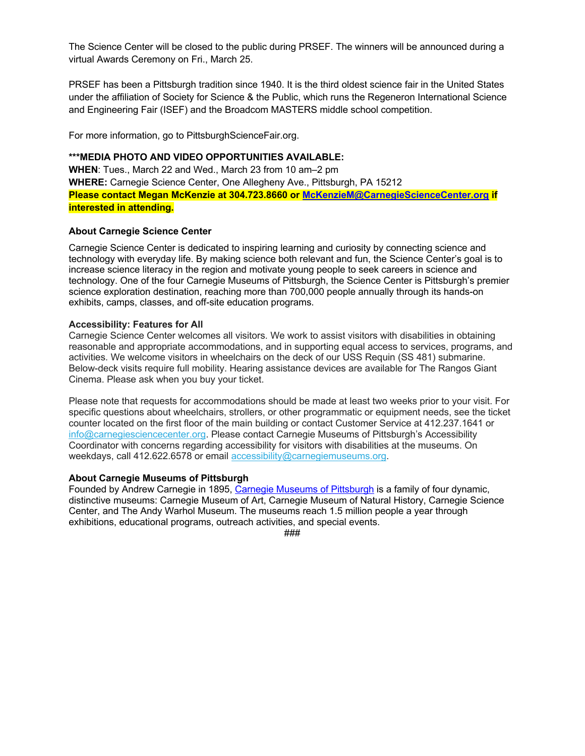The Science Center will be closed to the public during PRSEF. The winners will be announced during a virtual Awards Ceremony on Fri., March 25.

PRSEF has been a Pittsburgh tradition since 1940. It is the third oldest science fair in the United States under the affiliation of Society for Science & the Public, which runs the Regeneron International Science and Engineering Fair (ISEF) and the Broadcom MASTERS middle school competition.

For more information, go to PittsburghScienceFair.org.

**\*\*\*MEDIA PHOTO AND VIDEO OPPORTUNITIES AVAILABLE:**
**WHEN**: Tues., March 22 and Wed., March 23 from 10 am–2 pm
**WHERE:** Carnegie Science Center, One Allegheny Ave., Pittsburgh, PA 15212
**Please contact Megan McKenzie at 304.723.8660 or [McKenzieM@CarnegieScienceCenter.org](mailto:McKenzieM@CarnegieScienceCenter.org) if interested in attending.**

**About Carnegie Science Center**

Carnegie Science Center is dedicated to inspiring learning and curiosity by connecting science and technology with everyday life. By making science both relevant and fun, the Science Center's goal is to increase science literacy in the region and motivate young people to seek careers in science and technology. One of the four Carnegie Museums of Pittsburgh, the Science Center is Pittsburgh's premier science exploration destination, reaching more than 700,000 people annually through its hands-on exhibits, camps, classes, and off-site education programs.

**Accessibility: Features for All**
Carnegie Science Center welcomes all visitors. We work to assist visitors with disabilities in obtaining reasonable and appropriate accommodations, and in supporting equal access to services, programs, and activities. We welcome visitors in wheelchairs on the deck of our USS Requin (SS 481) submarine. Below-deck visits require full mobility. Hearing assistance devices are available for The Rangos Giant Cinema. Please ask when you buy your ticket.

Please note that requests for accommodations should be made at least two weeks prior to your visit. For specific questions about wheelchairs, strollers, or other programmatic or equipment needs, see the ticket counter located on the first floor of the main building or contact Customer Service at 412.237.1641 or [info@carnegiesciencecenter.org](mailto:info@carnegiesciencecenter.org). Please contact Carnegie Museums of Pittsburgh's Accessibility Coordinator with concerns regarding accessibility for visitors with disabilities at the museums. On weekdays, call 412.622.6578 or email [accessibility@carnegiemuseums.org](mailto:accessibility@carnegiemuseums.org).

**About Carnegie Museums of Pittsburgh**
Founded by Andrew Carnegie in 1895, Carnegie Museums of Pittsburgh is a family of four dynamic, distinctive museums: Carnegie Museum of Art, Carnegie Museum of Natural History, Carnegie Science Center, and The Andy Warhol Museum. The museums reach 1.5 million people a year through exhibitions, educational programs, outreach activities, and special events.

###